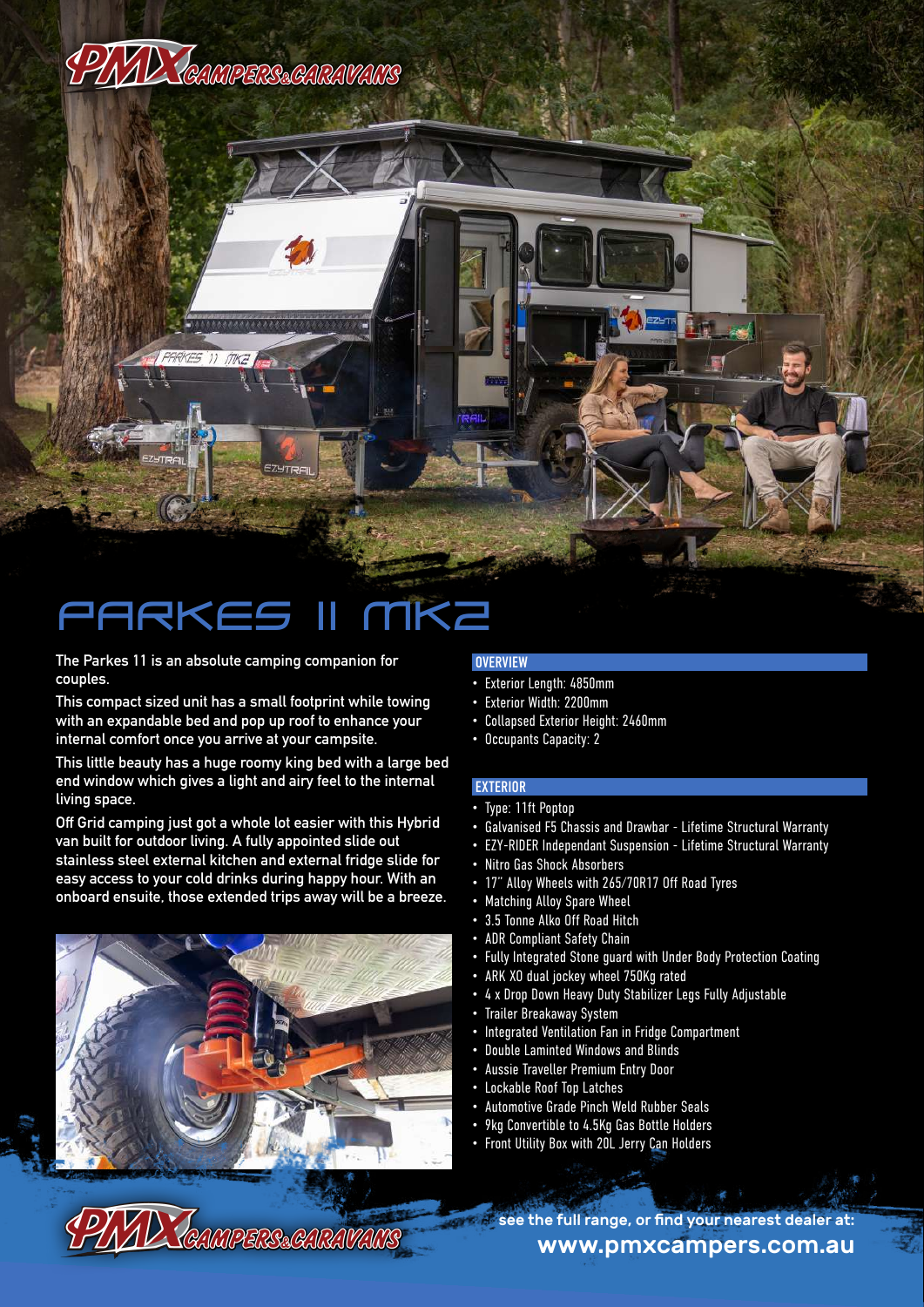# PARKES 11 MK2

The Parkes 11 is an absolute camping companion for couples.

This compact sized unit has a small footprint while towing with an expandable bed and pop up roof to enhance your internal comfort once you arrive at your campsite.

This little beauty has a huge roomy king bed with a large bed end window which gives a light and airy feel to the internal living space.

Off Grid camping just got a whole lot easier with this Hybrid van built for outdoor living. A fully appointed slide out stainless steel external kitchen and external fridge slide for easy access to your cold drinks during happy hour. With an onboard ensuite, those extended trips away will be a breeze.

## OVERVIEW

- Exterior Length: 4850mm
- Exterior Width: 2200mm
- Collapsed Exterior Height: 2460mm
- Occupants Capacity: 2

## EXTERIOR

- Type: 11ft Poptop
- Galvanised F5 Chassis and Drawbar - Lifetime Structural Warranty
- EZY-RIDER Independant Suspension - Lifetime Structural Warranty
- Nitro Gas Shock Absorbers
- 17" Alloy Wheels with 265/70R17 Off Road Tyres
- Matching Alloy Spare Wheel
- 3.5 Tonne Alko Off Road Hitch
- ADR Compliant Safety Chain
- Fully Integrated Stone guard with Under Body Protection Coating
- ARK XO dual jockey wheel 750Kg rated
- 4 x Drop Down Heavy Duty Stabilizer Legs Fully Adjustable
- Trailer Breakaway System
- Integrated Ventilation Fan in Fridge Compartment
- Double Laminted Windows and Blinds
- Aussie Traveller Premium Entry Door
- Lockable Roof Top Latches
- Automotive Grade Pinch Weld Rubber Seals
- 9kg Convertible to 4.5Kg Gas Bottle Holders
- Front Utility Box with 20L Jerry Can Holders

see the full range, or find your nearest dealer at:
**www.pmxcampers.com.au**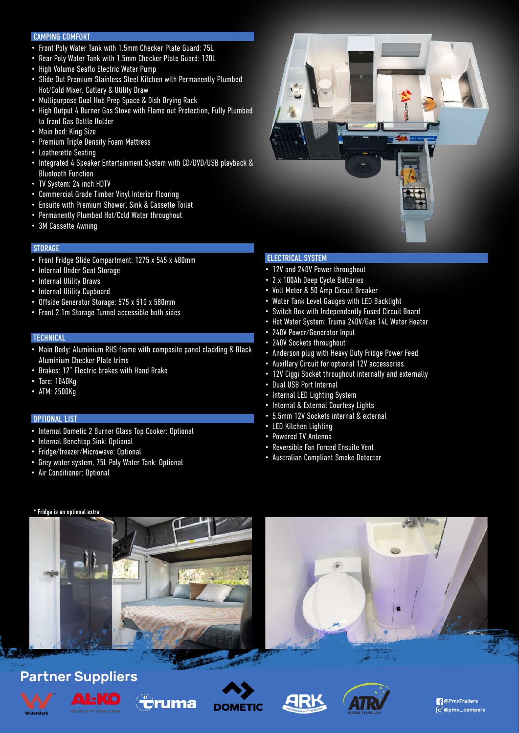## CAMPING COMFORT

- Front Poly Water Tank with 1.5mm Checker Plate Guard: 75L
- Rear Poly Water Tank with 1.5mm Checker Plate Guard: 120L
- High Volume Seaflo Electric Water Pump
- Slide Out Premium Stainless Steel Kitchen with Permanently Plumbed Hot/Cold Mixer, Cutlery & Utility Draw
- Multipurpose Dual Hob Prep Space & Dish Drying Rack
- High Output 4 Burner Gas Stove with Flame out Protection, Fully Plumbed to front Gas Bottle Holder
- Main bed: King Size
- Premium Triple Density Foam Mattress
- Leatherette Seating
- Integrated 4 Speaker Entertainment System with CD/DVD/USB playback & Bluetooth Function
- TV System: 24 inch HDTV
- Commercial Grade Timber Vinyl Interior Flooring
- Ensuite with Premium Shower, Sink & Cassette Toilet
- Permanently Plumbed Hot/Cold Water throughout
- 3M Cassette Awning

## STORAGE

- Front Fridge Slide Compartment: 1275 x 545 x 480mm
- Internal Under Seat Storage
- Internal Utility Draws
- Internal Utility Cupboard
- Offside Generator Storage: 575 x 510 x 580mm
- Front 2.1m Storage Tunnel accessible both sides

## TECHNICAL

- Main Body: Aluminium RHS frame with composite panel cladding & Black Aluminium Checker Plate trims
- Brakes: 12" Electric brakes with Hand Brake
- Tare: 1840Kg
- ATM: 2500Kg

## OPTIONAL LIST

- Internal Dometic 2 Burner Glass Top Cooker: Optional
- Internal Benchtop Sink: Optional
- Fridge/freezer/Microwave: Optional
- Grey water system, 75L Poly Water Tank: Optional
- Air Conditioner: Optional

## ELECTRICAL SYSTEM

- 12V and 240V Power throughout
- 2 x 100Ah Deep Cycle Batteries
- Volt Meter & 50 Amp Circuit Breaker
- Water Tank Level Gauges with LED Backlight
- Switch Box with Independently Fused Circuit Board
- Hot Water System: Truma 240V/Gas 14L Water Heater
- 240V Power/Generator Input
- 240V Sockets throughout
- Anderson plug with Heavy Duty Fridge Power Feed
- Auxillary Circuit for optional 12V accessories
- 12V Ciggi Socket throughout internally and externally
- Dual USB Port Internal
- Internal LED Lighting System
- Internal & External Courtesy Lights
- 5.5mm 12V Sockets internal & external
- LED Kitchen Lighting
- Powered TV Antenna
- Reversible Fan Forced Ensuite Vent
- Australian Compliant Smoke Detector

* Fridge is an optional extra

## Partner Suppliers

WaterMark · AL-KO · truma · DOMETIC · ARK · ATRV Aussie Traveller

@PmxTrailers
@pmx_campers